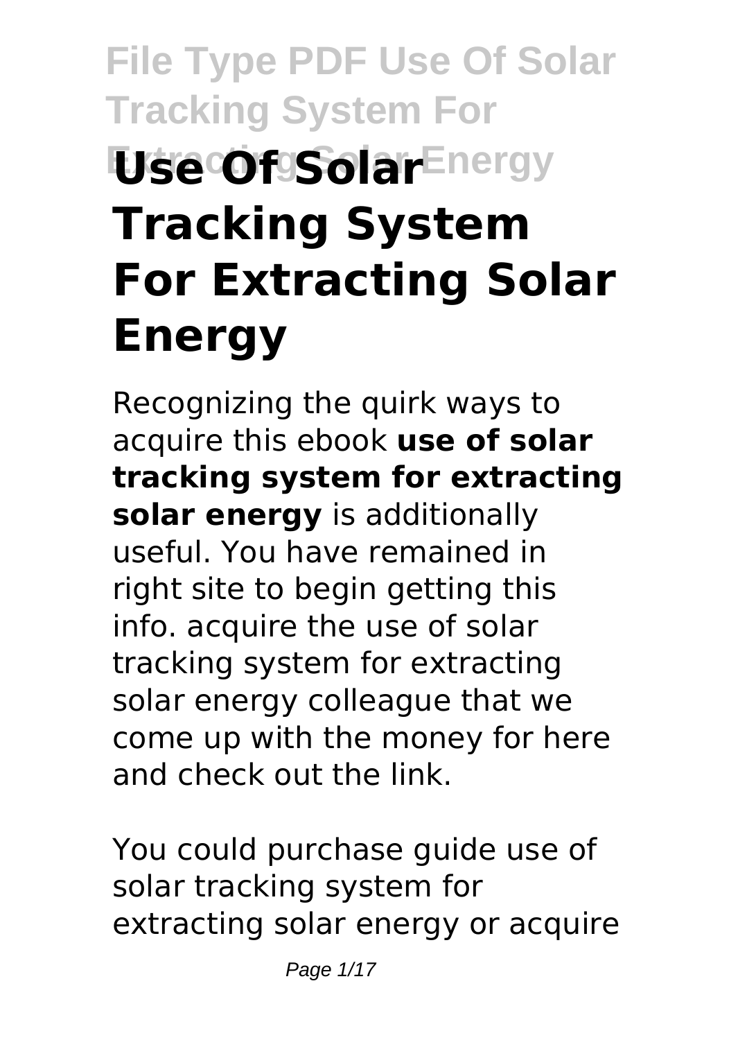# File Type PDF Use Of Solar Tracking System For Extracting Solar Energy

# Use Of Solar Tracking System For Extracting Solar Energy

Recognizing the quirk ways to acquire this ebook **use of solar tracking system for extracting solar energy** is additionally useful. You have remained in right site to begin getting this info. acquire the use of solar tracking system for extracting solar energy colleague that we come up with the money for here and check out the link.

You could purchase guide use of solar tracking system for extracting solar energy or acquire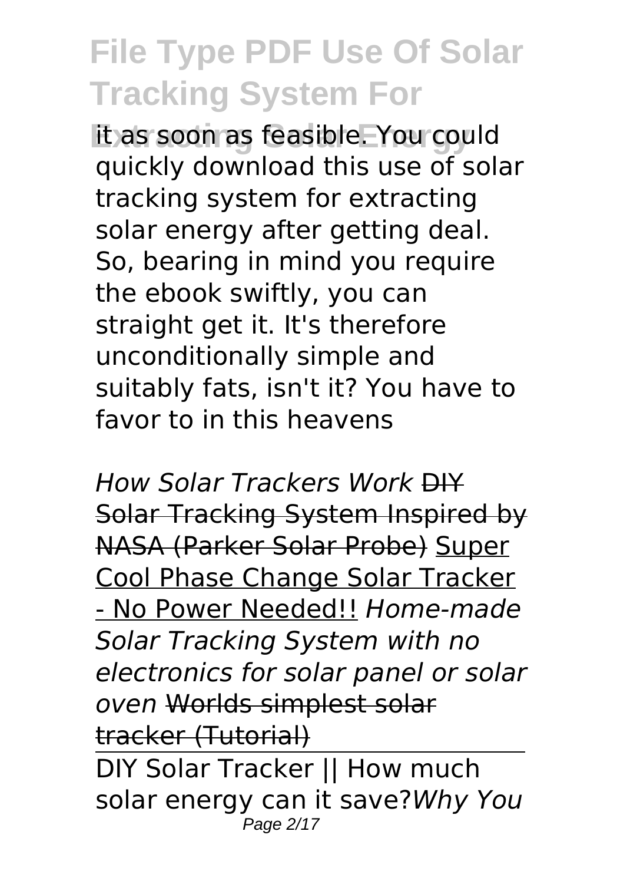it as soon as feasible. You could quickly download this use of solar tracking system for extracting solar energy after getting deal. So, bearing in mind you require the ebook swiftly, you can straight get it. It's therefore unconditionally simple and suitably fats, isn't it? You have to favor to in this heavens

*How Solar Trackers Work* ~~DIY Solar Tracking System Inspired by NASA (Parker Solar Probe)~~ Super Cool Phase Change Solar Tracker - No Power Needed!! *Home-made Solar Tracking System with no electronics for solar panel or solar oven* ~~Worlds simplest solar tracker (Tutorial)~~

DIY Solar Tracker || How much solar energy can it save? *Why You*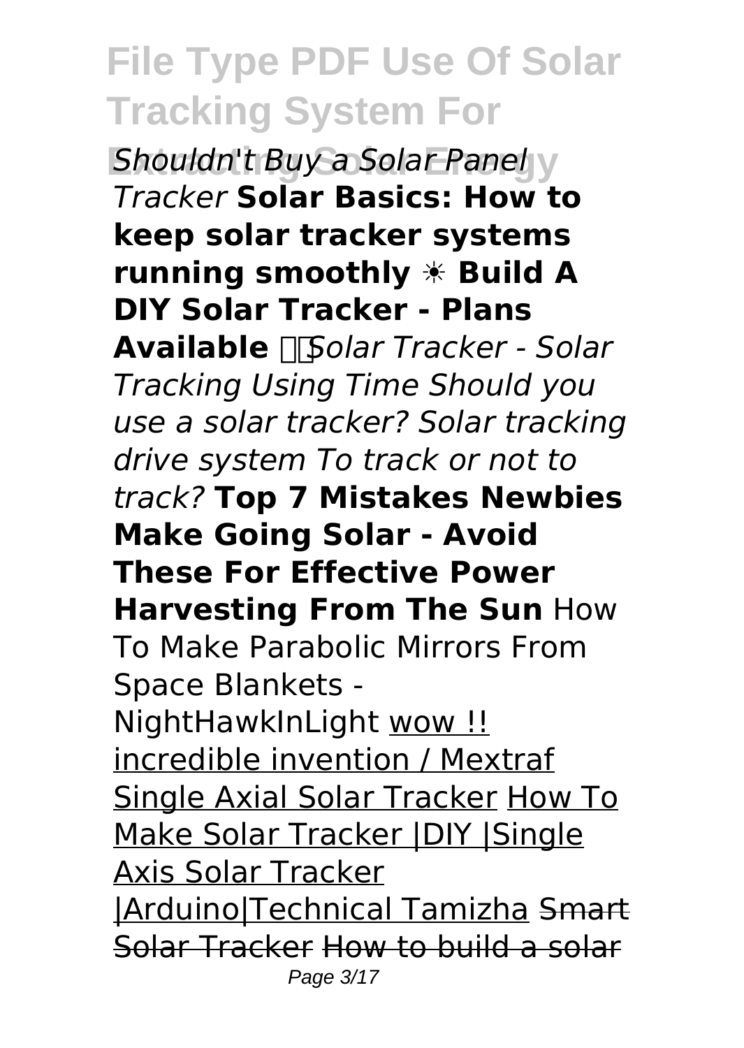*Shouldn't Buy a Solar Panel Tracker* **Solar Basics: How to keep solar tracker systems running smoothly ☀ Build A DIY Solar Tracker - Plans Available** *Solar Tracker - Solar Tracking Using Time Should you use a solar tracker? Solar tracking drive system To track or not to track?* **Top 7 Mistakes Newbies Make Going Solar - Avoid These For Effective Power Harvesting From The Sun** How To Make Parabolic Mirrors From Space Blankets - NightHawkInLight wow !! incredible invention / Mextraf Single Axial Solar Tracker How To Make Solar Tracker |DIY |Single Axis Solar Tracker |Arduino|Technical Tamizha ~~Smart Solar Tracker~~ How to build a solar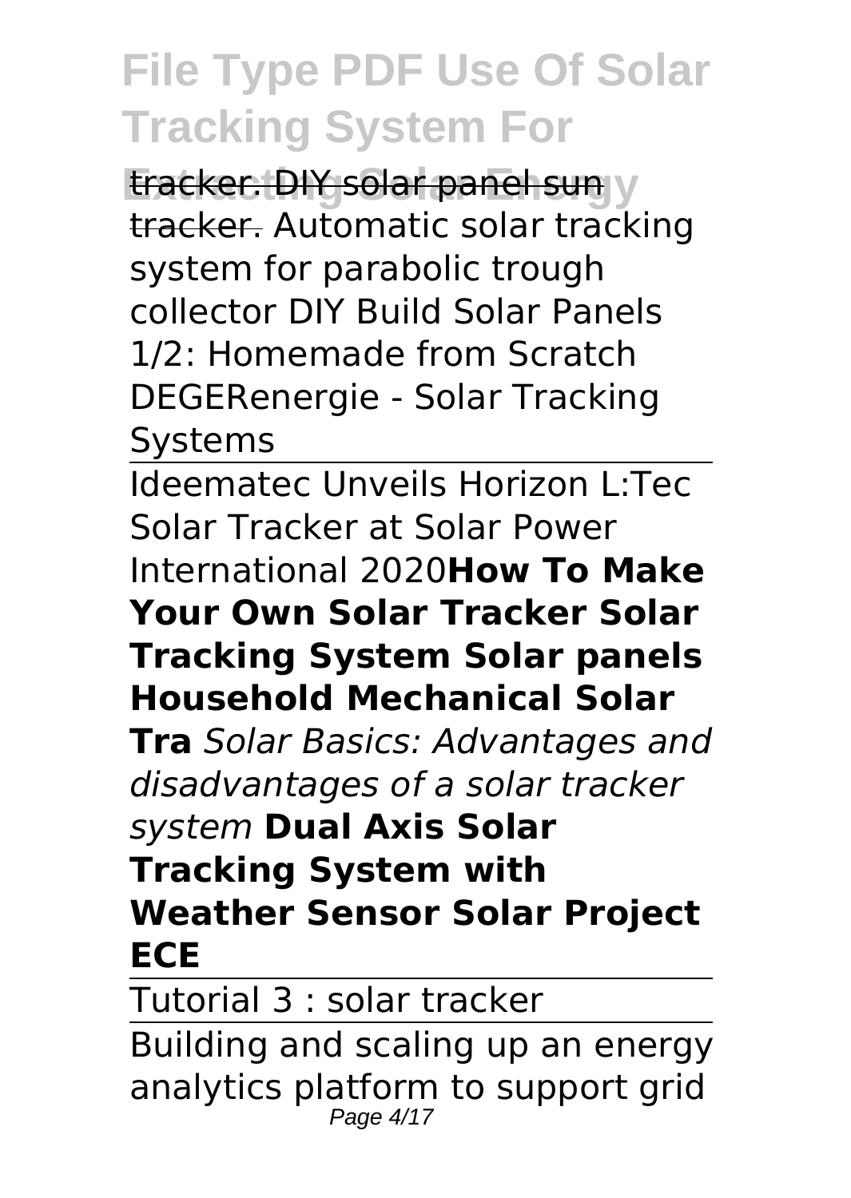tracker. DIY solar panel sun tracker. Automatic solar tracking system for parabolic trough collector DIY Build Solar Panels 1/2: Homemade from Scratch DEGERenergie - Solar Tracking Systems

Ideematec Unveils Horizon L:Tec Solar Tracker at Solar Power International 2020**How To Make Your Own Solar Tracker Solar Tracking System Solar panels Household Mechanical Solar Tra** *Solar Basics: Advantages and disadvantages of a solar tracker system* **Dual Axis Solar Tracking System with Weather Sensor Solar Project ECE**

Tutorial 3 : solar tracker

Building and scaling up an energy analytics platform to support grid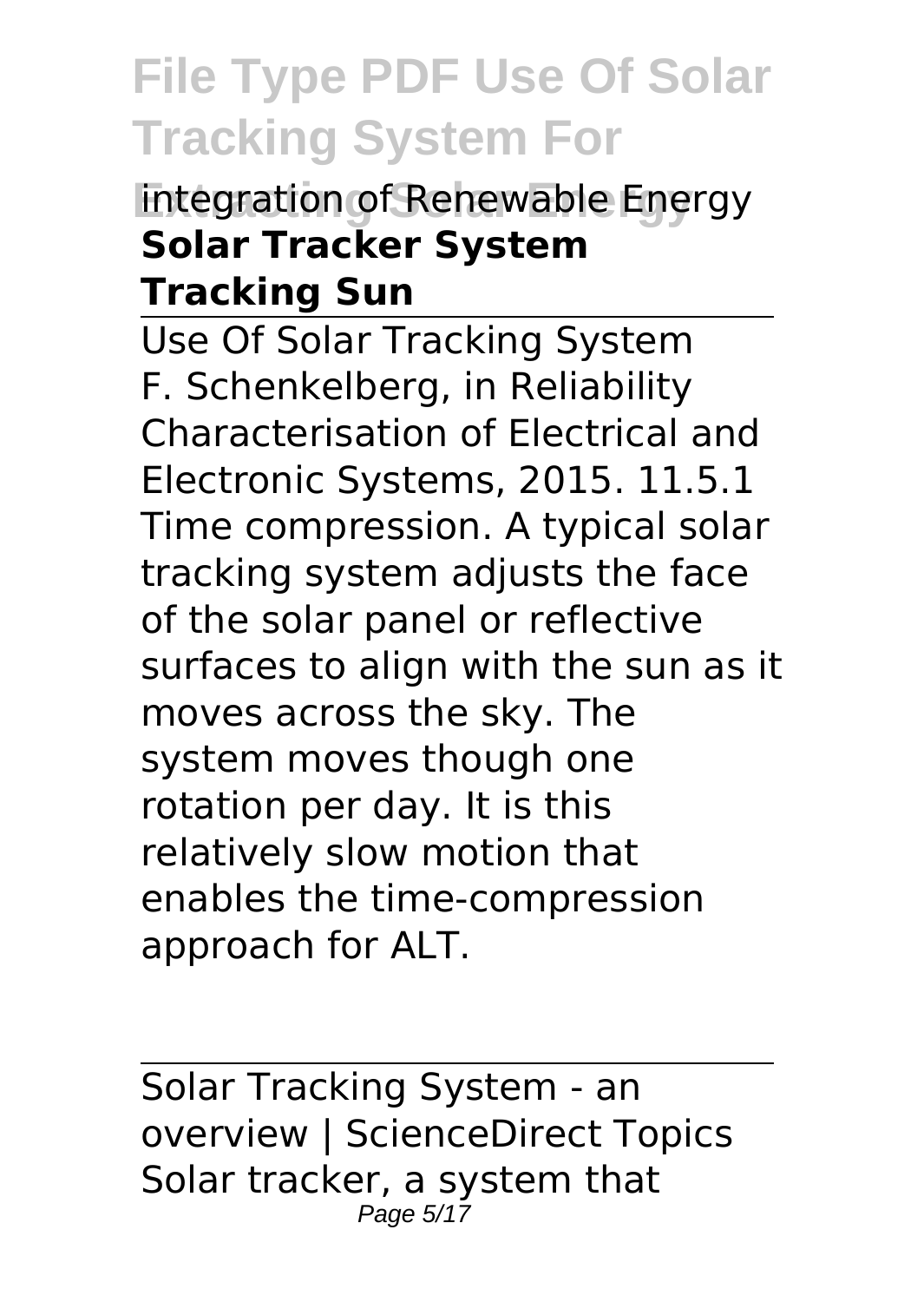integration of Renewable Energy
**Solar Tracker System Tracking Sun**

Use Of Solar Tracking System
F. Schenkelberg, in Reliability Characterisation of Electrical and Electronic Systems, 2015. 11.5.1 Time compression. A typical solar tracking system adjusts the face of the solar panel or reflective surfaces to align with the sun as it moves across the sky. The system moves though one rotation per day. It is this relatively slow motion that enables the time-compression approach for ALT.

Solar Tracking System - an overview | ScienceDirect Topics
Solar tracker, a system that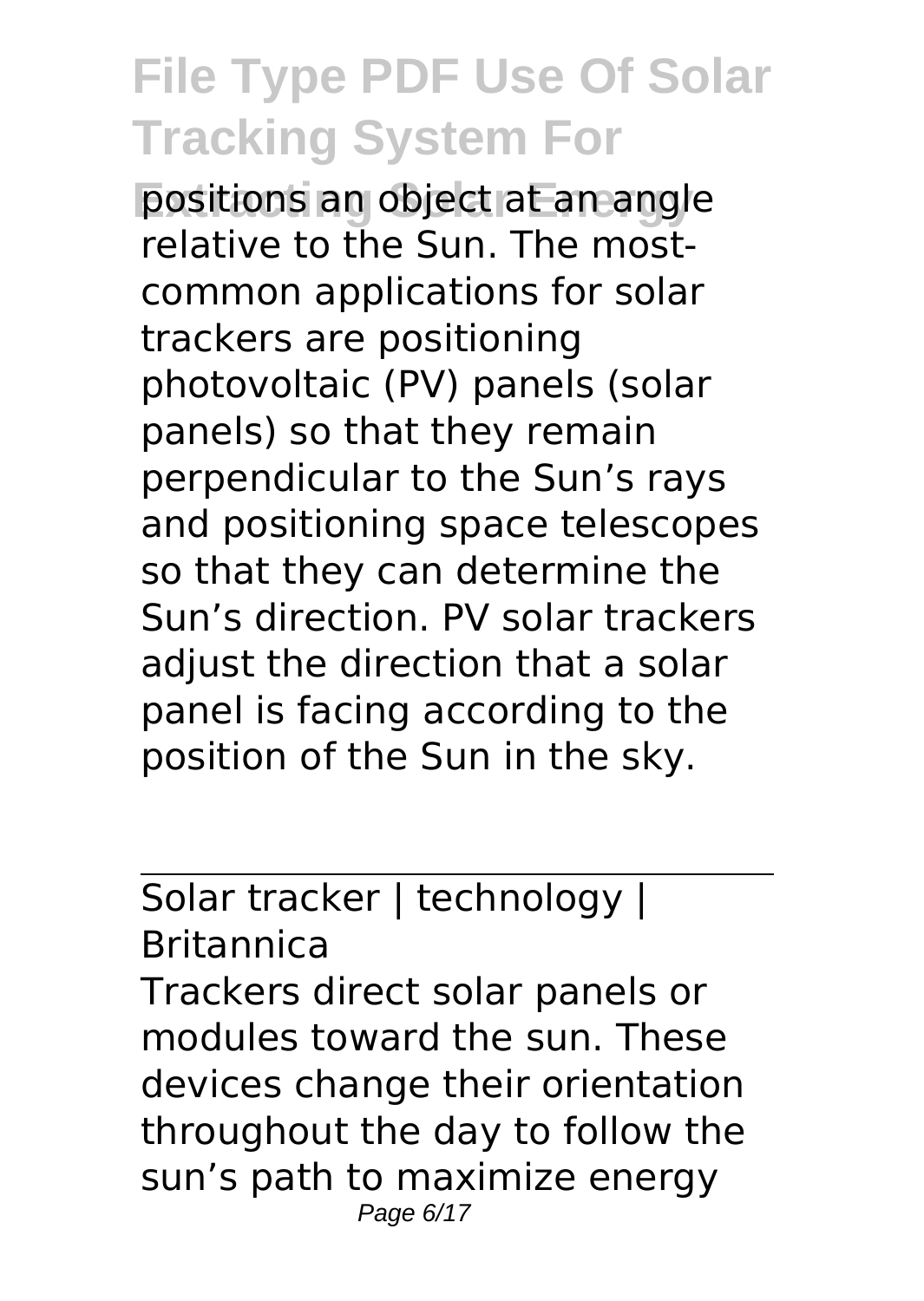positions an object at an angle relative to the Sun. The most-common applications for solar trackers are positioning photovoltaic (PV) panels (solar panels) so that they remain perpendicular to the Sun's rays and positioning space telescopes so that they can determine the Sun's direction. PV solar trackers adjust the direction that a solar panel is facing according to the position of the Sun in the sky.

---

Solar tracker | technology | Britannica

Trackers direct solar panels or modules toward the sun. These devices change their orientation throughout the day to follow the sun's path to maximize energy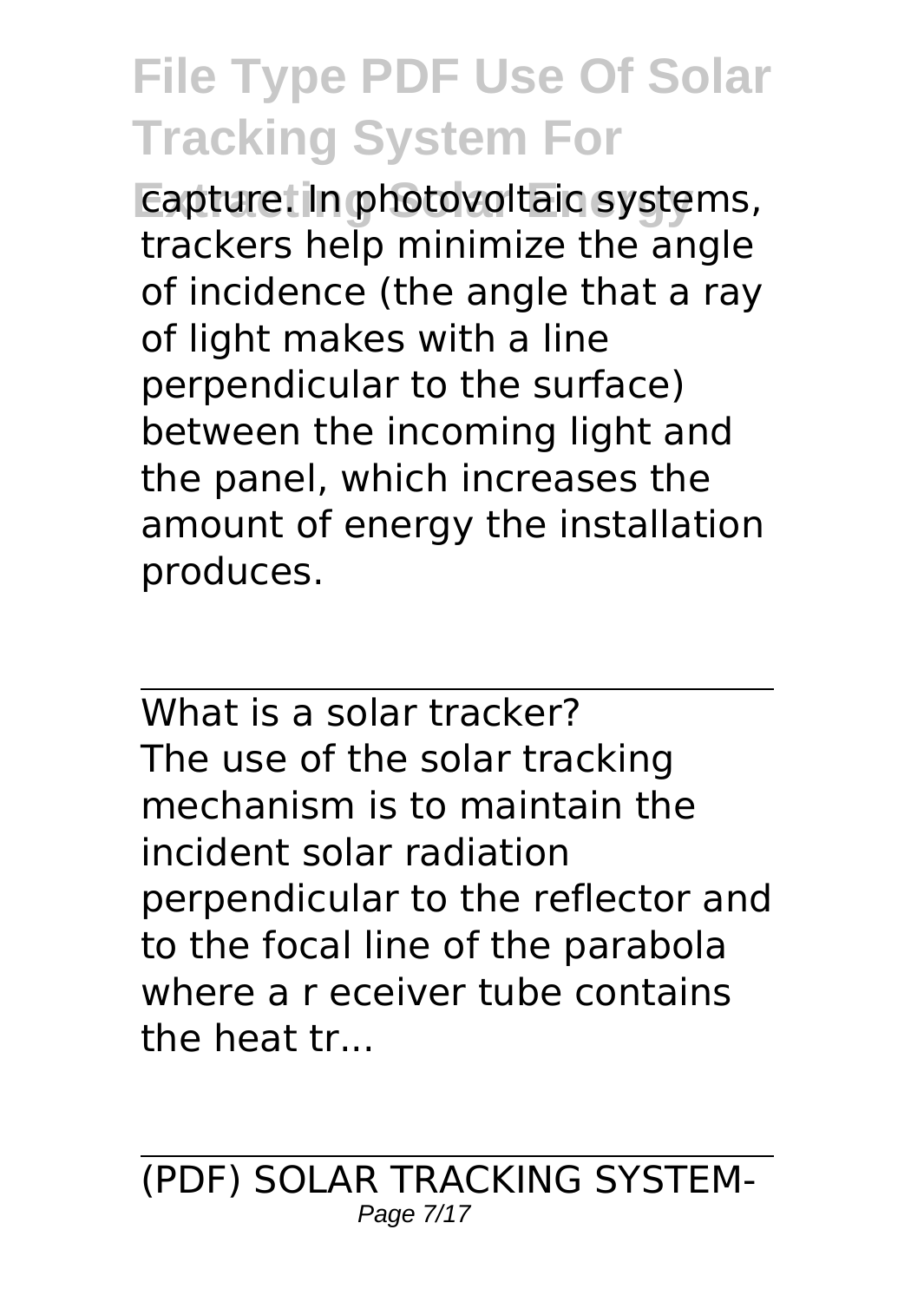capture. In photovoltaic systems, trackers help minimize the angle of incidence (the angle that a ray of light makes with a line perpendicular to the surface) between the incoming light and the panel, which increases the amount of energy the installation produces.

---

What is a solar tracker?
The use of the solar tracking mechanism is to maintain the incident solar radiation perpendicular to the reflector and to the focal line of the parabola where a r eceiver tube contains the heat tr...

---

(PDF) SOLAR TRACKING SYSTEM-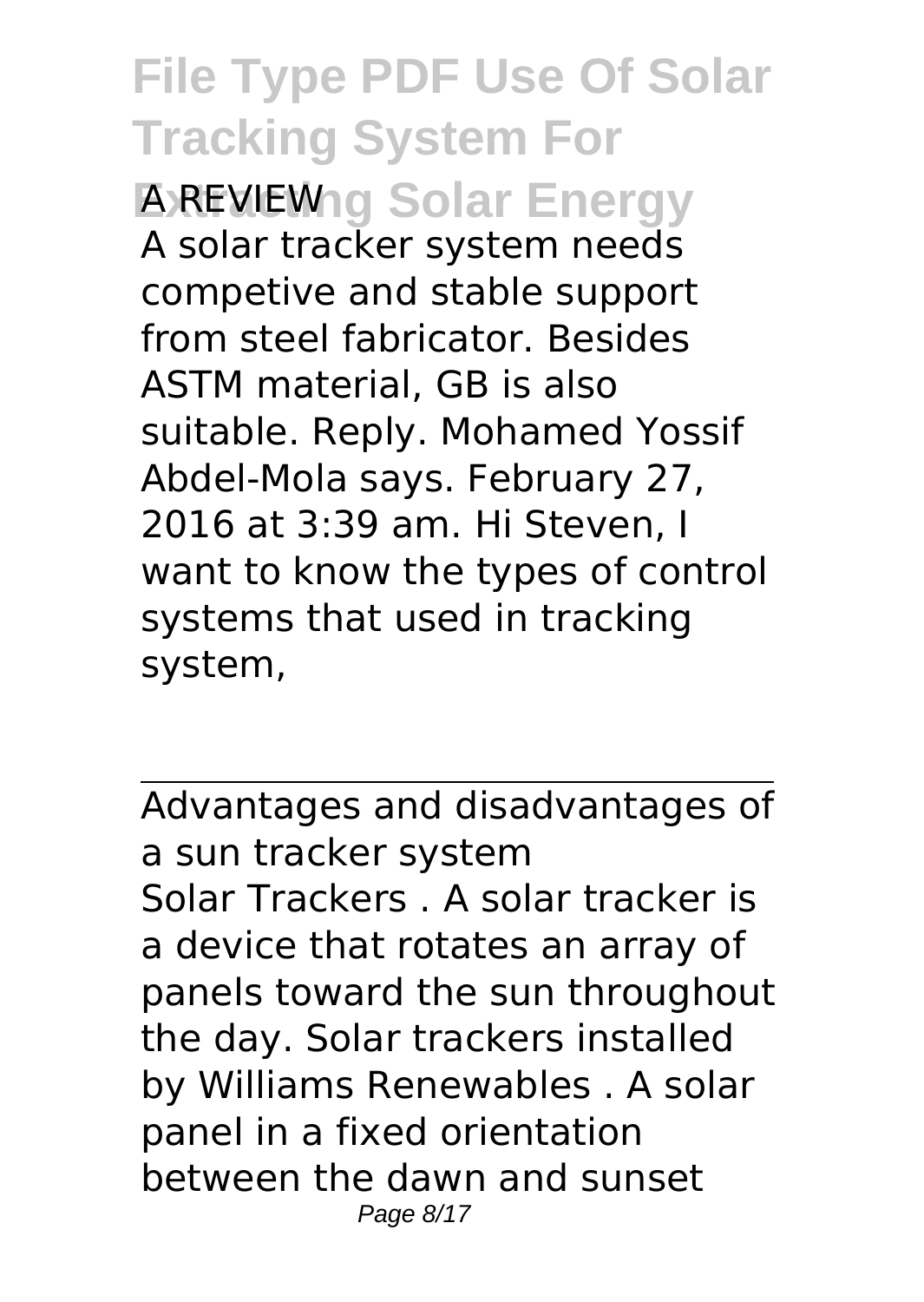A solar tracker system needs competive and stable support from steel fabricator. Besides ASTM material, GB is also suitable. Reply. Mohamed Yossif Abdel-Mola says. February 27, 2016 at 3:39 am. Hi Steven, I want to know the types of control systems that used in tracking system,

---

Advantages and disadvantages of a sun tracker system

Solar Trackers . A solar tracker is a device that rotates an array of panels toward the sun throughout the day. Solar trackers installed by Williams Renewables . A solar panel in a fixed orientation between the dawn and sunset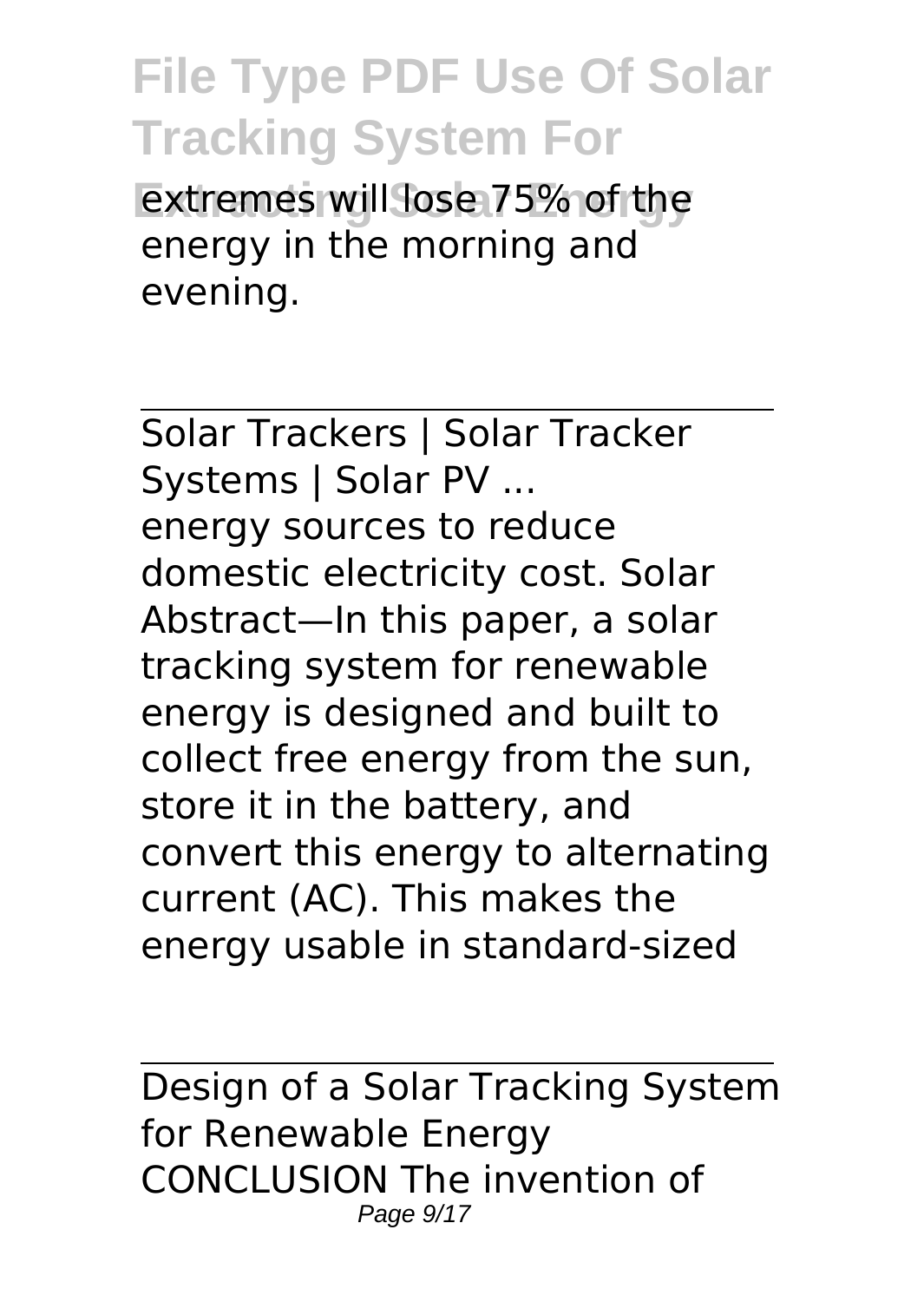extremes will lose 75% of the energy in the morning and evening.

---

Solar Trackers | Solar Tracker Systems | Solar PV ...

energy sources to reduce domestic electricity cost. Solar Abstract—In this paper, a solar tracking system for renewable energy is designed and built to collect free energy from the sun, store it in the battery, and convert this energy to alternating current (AC). This makes the energy usable in standard-sized

---

Design of a Solar Tracking System for Renewable Energy

CONCLUSION The invention of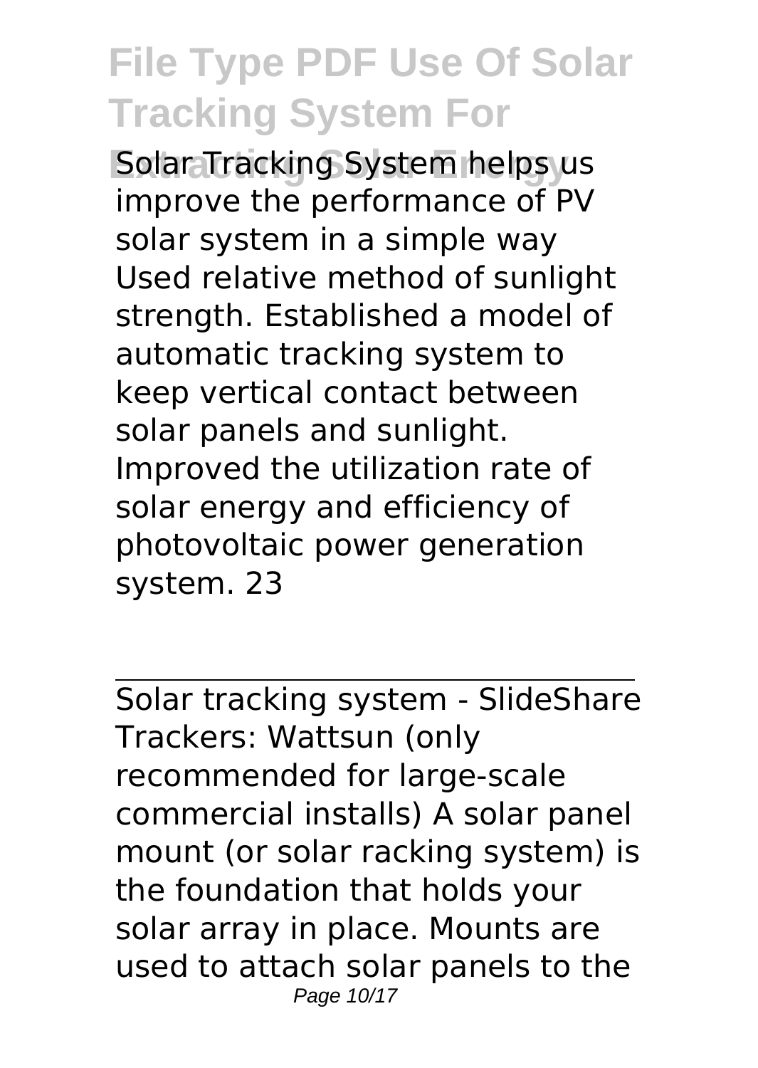Solar Tracking System helps us improve the performance of PV solar system in a simple way Used relative method of sunlight strength. Established a model of automatic tracking system to keep vertical contact between solar panels and sunlight. Improved the utilization rate of solar energy and efficiency of photovoltaic power generation system. 23

Solar tracking system - SlideShare

Trackers: Wattsun (only recommended for large-scale commercial installs) A solar panel mount (or solar racking system) is the foundation that holds your solar array in place. Mounts are used to attach solar panels to the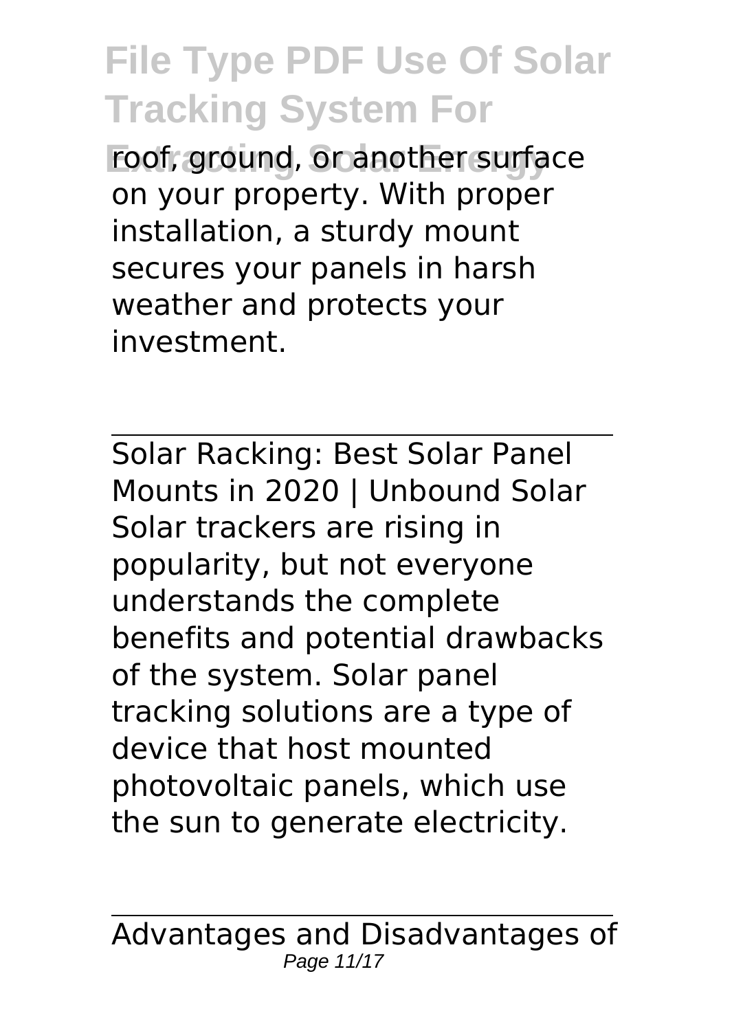roof, ground, or another surface on your property. With proper installation, a sturdy mount secures your panels in harsh weather and protects your investment.

---

Solar Racking: Best Solar Panel Mounts in 2020 | Unbound Solar
Solar trackers are rising in popularity, but not everyone understands the complete benefits and potential drawbacks of the system. Solar panel tracking solutions are a type of device that host mounted photovoltaic panels, which use the sun to generate electricity.

---

Advantages and Disadvantages of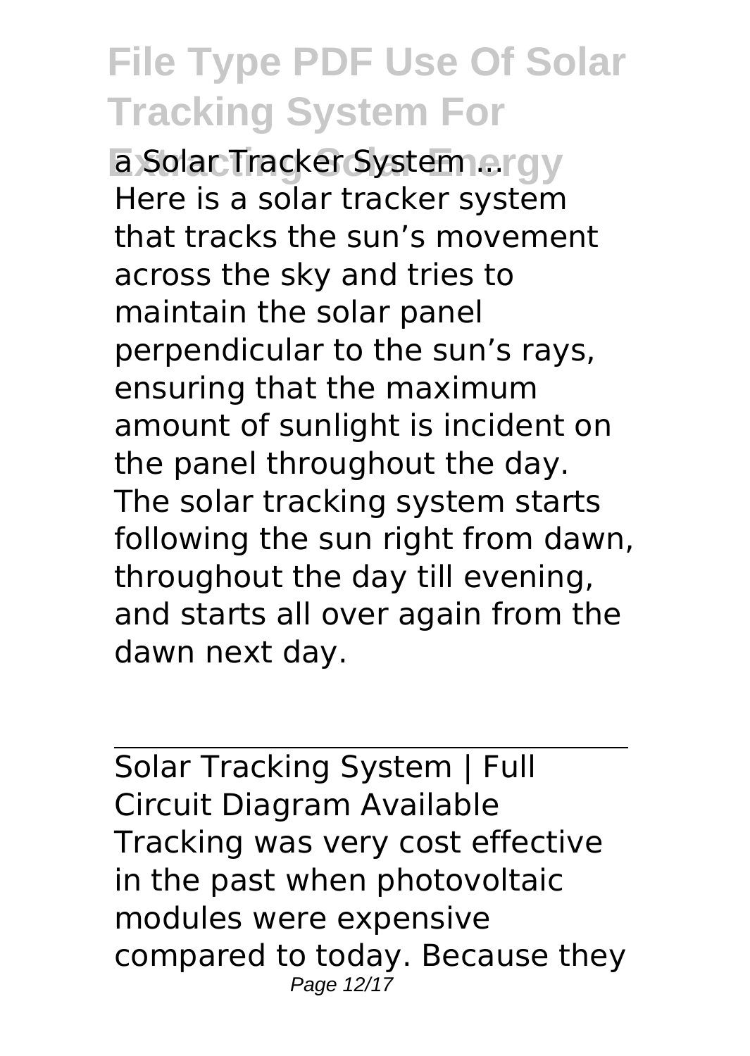a Solar Tracker System ...
Here is a solar tracker system that tracks the sun's movement across the sky and tries to maintain the solar panel perpendicular to the sun's rays, ensuring that the maximum amount of sunlight is incident on the panel throughout the day. The solar tracking system starts following the sun right from dawn, throughout the day till evening, and starts all over again from the dawn next day.

---

Solar Tracking System | Full Circuit Diagram Available
Tracking was very cost effective in the past when photovoltaic modules were expensive compared to today. Because they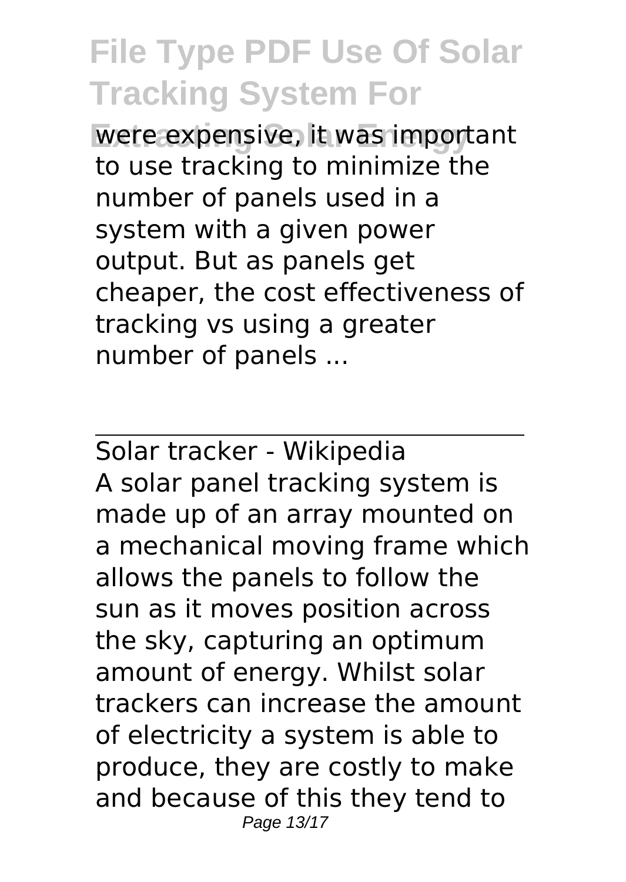were expensive, it was important to use tracking to minimize the number of panels used in a system with a given power output. But as panels get cheaper, the cost effectiveness of tracking vs using a greater number of panels ...

Solar tracker - Wikipedia

A solar panel tracking system is made up of an array mounted on a mechanical moving frame which allows the panels to follow the sun as it moves position across the sky, capturing an optimum amount of energy. Whilst solar trackers can increase the amount of electricity a system is able to produce, they are costly to make and because of this they tend to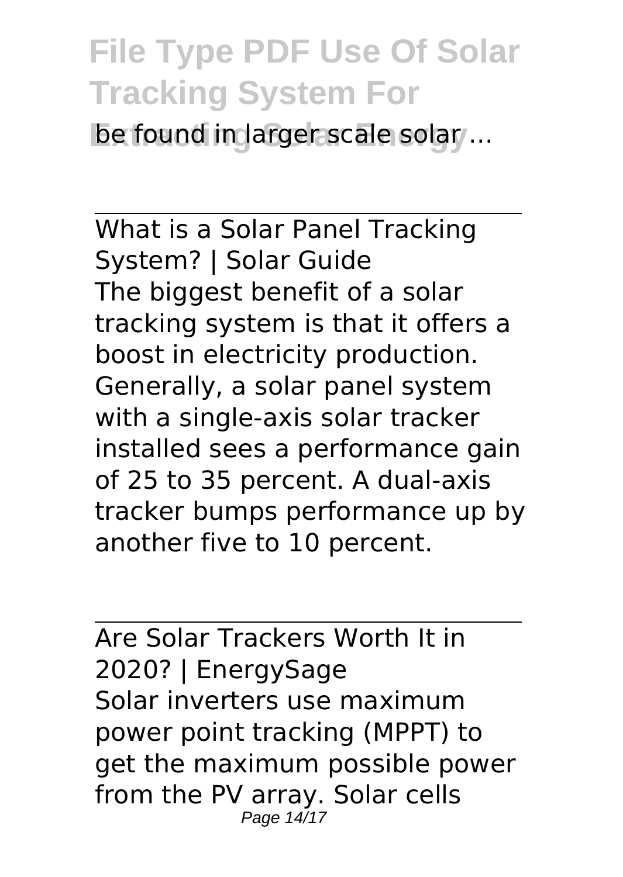be found in larger scale solar ...

What is a Solar Panel Tracking System? | Solar Guide

The biggest benefit of a solar tracking system is that it offers a boost in electricity production. Generally, a solar panel system with a single-axis solar tracker installed sees a performance gain of 25 to 35 percent. A dual-axis tracker bumps performance up by another five to 10 percent.

Are Solar Trackers Worth It in 2020? | EnergySage

Solar inverters use maximum power point tracking (MPPT) to get the maximum possible power from the PV array. Solar cells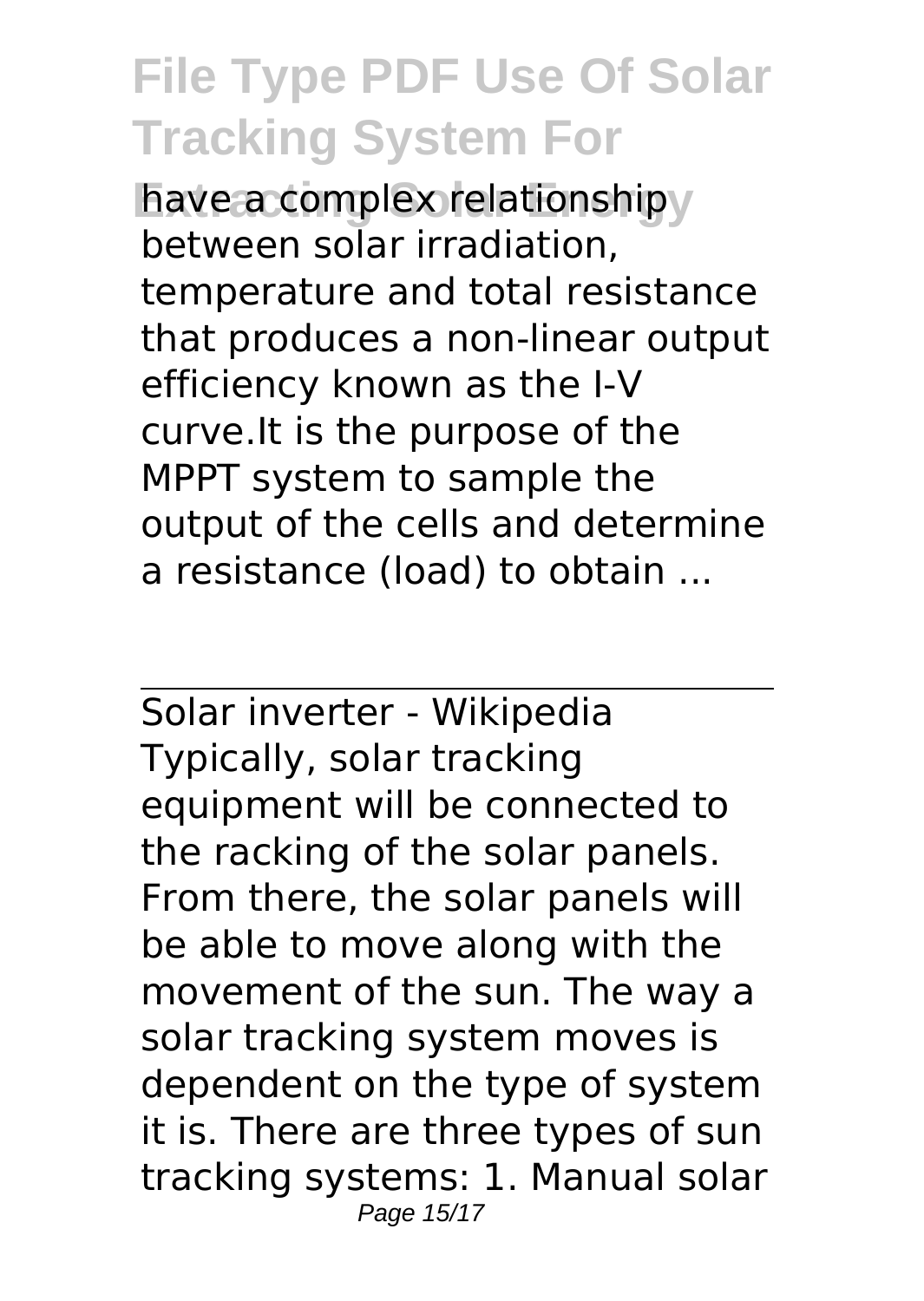have a complex relationship between solar irradiation, temperature and total resistance that produces a non-linear output efficiency known as the I-V curve.It is the purpose of the MPPT system to sample the output of the cells and determine a resistance (load) to obtain ...

Solar inverter - Wikipedia

Typically, solar tracking equipment will be connected to the racking of the solar panels. From there, the solar panels will be able to move along with the movement of the sun. The way a solar tracking system moves is dependent on the type of system it is. There are three types of sun tracking systems: 1. Manual solar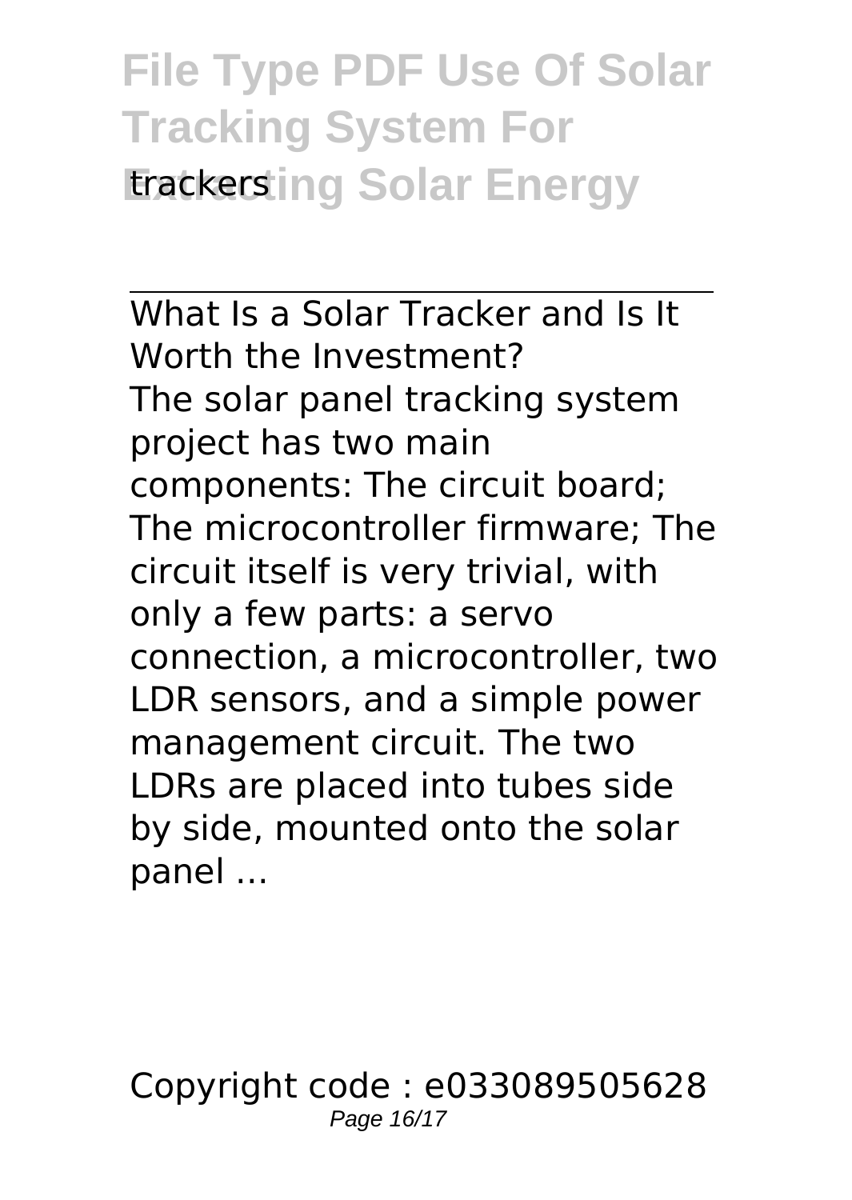trackers

What Is a Solar Tracker and Is It Worth the Investment?
The solar panel tracking system project has two main components: The circuit board; The microcontroller firmware; The circuit itself is very trivial, with only a few parts: a servo connection, a microcontroller, two LDR sensors, and a simple power management circuit. The two LDRs are placed into tubes side by side, mounted onto the solar panel ...

Copyright code : e033089505628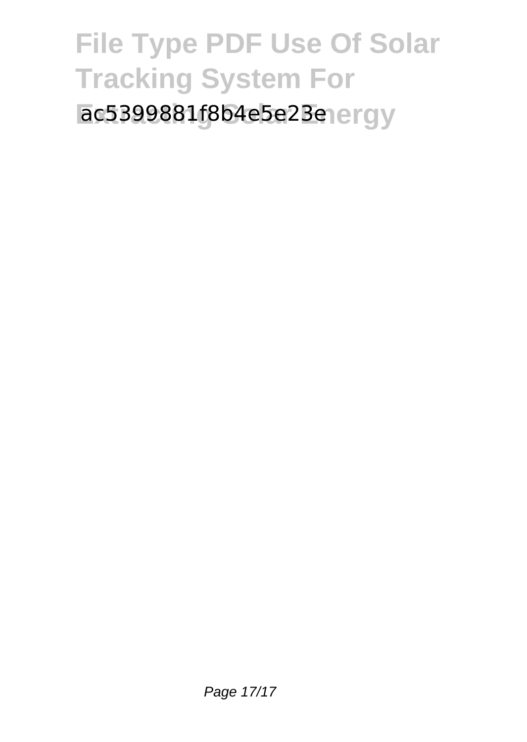ac5399881f8b4e5e23e